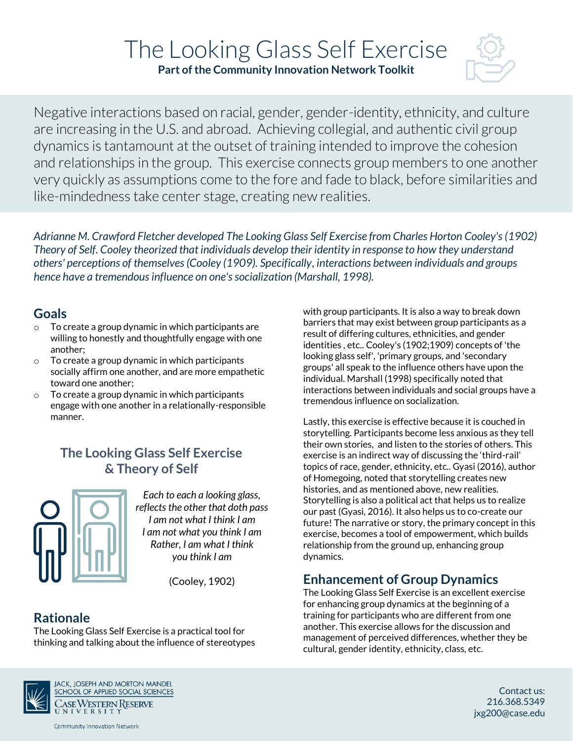# The Looking Glass Self Exercise

**Part of the Community Innovation Network Toolkit**

Negative interactions based on racial, gender, gender-identity, ethnicity, and culture are increasing in the U.S. and abroad. Achieving collegial, and authentic civil group dynamics is tantamount at the outset of training intended to improve the cohesion and relationships in the group. This exercise connects group members to one another very quickly as assumptions come to the fore and fade to black, before similarities and like-mindedness take center stage, creating new realities.

*Adrianne M. Crawford Fletcher developed The Looking Glass Self Exercise from Charles Horton Cooley's (1902) Theory of Self. Cooley theorized that individuals develop their identity in response to how they understand others' perceptions of themselves (Cooley (1909). Specifically, interactions between individuals and groups hence have a tremendous influence on one's socialization (Marshall, 1998).*

## Goals

- To create a group dynamic in which participants are willing to honestly and thoughtfully engage with one another;
- To create a group dynamic in which participants socially affirm one another, and are more empathetic toward one another;
- To create a group dynamic in which participants engage with one another in a relationally-responsible manner.

## The Looking Glass Self Exercise & Theory of Self

*Each to each a looking glass,*
*reflects the other that doth pass*
*I am not what I think I am*
*I am not what you think I am*
*Rather, I am what I think*
*you think I am*

(Cooley, 1902)

## Rationale

The Looking Glass Self Exercise is a practical tool for thinking and talking about the influence of stereotypes with group participants. It is also a way to break down barriers that may exist between group participants as a result of differing cultures, ethnicities, and gender identities , etc.. Cooley's (1902;1909) concepts of 'the looking glass self', 'primary groups, and 'secondary groups' all speak to the influence others have upon the individual. Marshall (1998) specifically noted that interactions between individuals and social groups have a tremendous influence on socialization.

Lastly, this exercise is effective because it is couched in storytelling. Participants become less anxious as they tell their own stories, and listen to the stories of others. This exercise is an indirect way of discussing the 'third-rail' topics of race, gender, ethnicity, etc.. Gyasi (2016), author of Homegoing, noted that storytelling creates new histories, and as mentioned above, new realities. Storytelling is also a political act that helps us to realize our past (Gyasi, 2016). It also helps us to co-create our future! The narrative or story, the primary concept in this exercise, becomes a tool of empowerment, which builds relationship from the ground up, enhancing group dynamics.

## Enhancement of Group Dynamics

The Looking Glass Self Exercise is an excellent exercise for enhancing group dynamics at the beginning of a training for participants who are different from one another. This exercise allows for the discussion and management of perceived differences, whether they be cultural, gender identity, ethnicity, class, etc.

Jack, Joseph and Morton Mandel School of Applied Social Sciences
Case Western Reserve University

Community Innovation Network

Contact us:
216.368.5349
jxg200@case.edu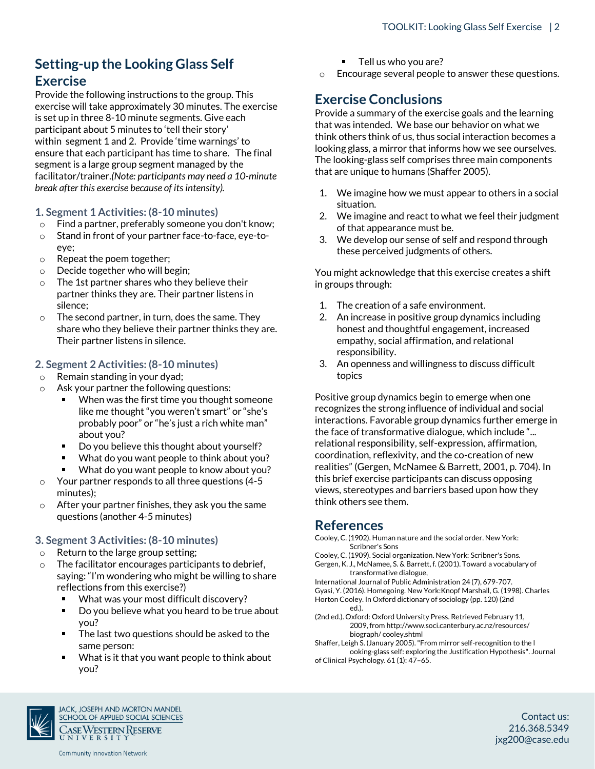## Setting-up the Looking Glass Self Exercise

Provide the following instructions to the group. This exercise will take approximately 30 minutes. The exercise is set up in three 8-10 minute segments. Give each participant about 5 minutes to 'tell their story' within segment 1 and 2. Provide 'time warnings' to ensure that each participant has time to share. The final segment is a large group segment managed by the facilitator/trainer.*(Note: participants may need a 10-minute break after this exercise because of its intensity).*

### 1. Segment 1 Activities: (8-10 minutes)

- Find a partner, preferably someone you don't know;
- Stand in front of your partner face-to-face, eye-to-eye;
- Repeat the poem together;
- Decide together who will begin;
- The 1st partner shares who they believe their partner thinks they are. Their partner listens in silence;
- The second partner, in turn, does the same. They share who they believe their partner thinks they are. Their partner listens in silence.

### 2. Segment 2 Activities: (8-10 minutes)

- Remain standing in your dyad;
- Ask your partner the following questions:
  - When was the first time you thought someone like me thought "you weren't smart" or "she's probably poor" or "he's just a rich white man" about you?
  - Do you believe this thought about yourself?
  - What do you want people to think about you?
  - What do you want people to know about you?
- Your partner responds to all three questions (4-5 minutes);
- After your partner finishes, they ask you the same questions (another 4-5 minutes)

### 3. Segment 3 Activities: (8-10 minutes)

- Return to the large group setting;
- The facilitator encourages participants to debrief, saying: "I'm wondering who might be willing to share reflections from this exercise?)
  - What was your most difficult discovery?
  - Do you believe what you heard to be true about you?
  - The last two questions should be asked to the same person:
  - What is it that you want people to think about you?
  - Tell us who you are?
- Encourage several people to answer these questions.

## Exercise Conclusions

Provide a summary of the exercise goals and the learning that was intended. We base our behavior on what we think others think of us, thus social interaction becomes a looking glass, a mirror that informs how we see ourselves. The looking-glass self comprises three main components that are unique to humans (Shaffer 2005).

1. We imagine how we must appear to others in a social situation.
2. We imagine and react to what we feel their judgment of that appearance must be.
3. We develop our sense of self and respond through these perceived judgments of others.

You might acknowledge that this exercise creates a shift in groups through:

1. The creation of a safe environment.
2. An increase in positive group dynamics including honest and thoughtful engagement, increased empathy, social affirmation, and relational responsibility.
3. An openness and willingness to discuss difficult topics

Positive group dynamics begin to emerge when one recognizes the strong influence of individual and social interactions. Favorable group dynamics further emerge in the face of transformative dialogue, which include "... relational responsibility, self-expression, affirmation, coordination, reflexivity, and the co-creation of new realities" (Gergen, McNamee & Barrett, 2001, p. 704). In this brief exercise participants can discuss opposing views, stereotypes and barriers based upon how they think others see them.

## References

Cooley, C. (1902). Human nature and the social order. New York: Scribner's Sons

Cooley, C. (1909). Social organization. New York: Scribner's Sons.

Gergen, K. J., McNamee, S. & Barrett, f. (2001). Toward a vocabulary of transformative dialogue,

International Journal of Public Administration 24 (7), 679-707.

Gyasi, Y. (2016). Homegoing. New York:Knopf Marshall, G. (1998). Charles Horton Cooley. In Oxford dictionary of sociology (pp. 120) (2nd ed.).

(2nd ed.). Oxford: Oxford University Press. Retrieved February 11, 2009, from http://www.soci.canterbury.ac.nz/resources/ biograph/ cooley.shtml

Shaffer, Leigh S. (January 2005). "From mirror self-recognition to the l ooking-glass self: exploring the Justification Hypothesis". Journal of Clinical Psychology. 61 (1): 47–65.

JACK, JOSEPH AND MORTON MANDEL SCHOOL OF APPLIED SOCIAL SCIENCES
CASE WESTERN RESERVE UNIVERSITY

Community Innovation Network

Contact us:
216.368.5349
jxg200@case.edu